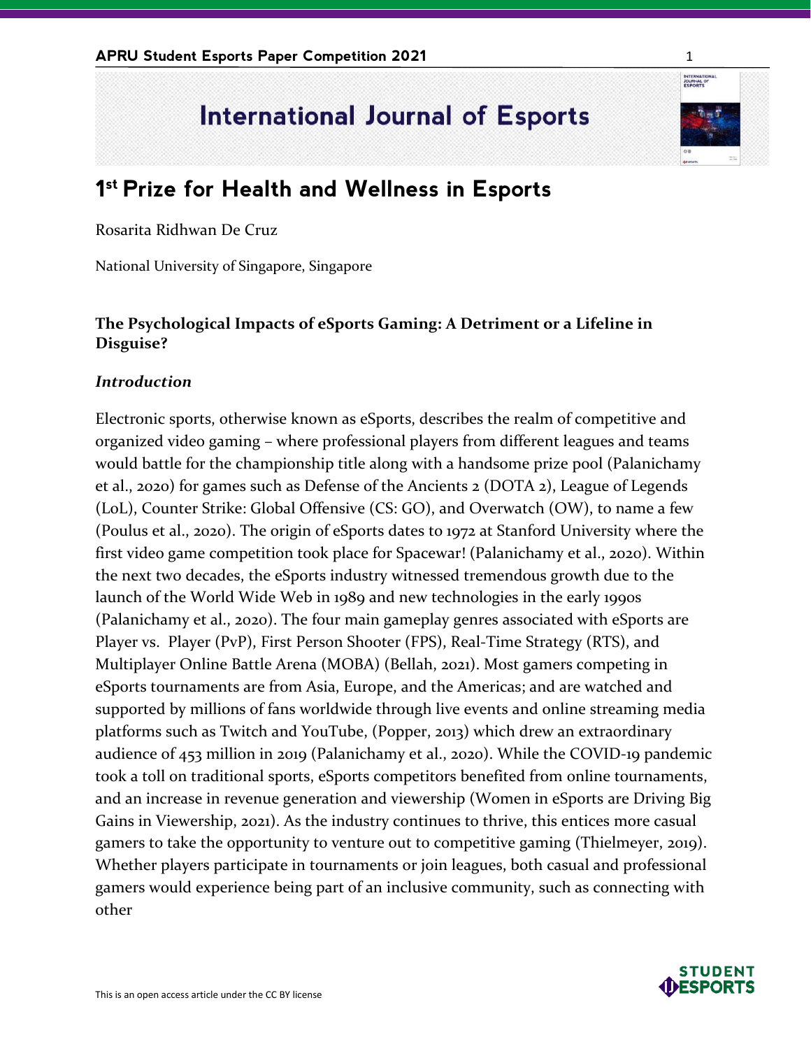# 1st Prize for Health and Wellness in Esports

Rosarita Ridhwan De Cruz

National University of Singapore, Singapore

## The Psychological Impacts of eSports Gaming: A Detriment or a Lifeline in Disguise?

### *Introduction*

Electronic sports, otherwise known as eSports, describes the realm of competitive and organized video gaming – where professional players from different leagues and teams would battle for the championship title along with a handsome prize pool (Palanichamy et al., 2020) for games such as Defense of the Ancients 2 (DOTA 2), League of Legends (LoL), Counter Strike: Global Offensive (CS: GO), and Overwatch (OW), to name a few (Poulus et al., 2020). The origin of eSports dates to 1972 at Stanford University where the first video game competition took place for Spacewar! (Palanichamy et al., 2020). Within the next two decades, the eSports industry witnessed tremendous growth due to the launch of the World Wide Web in 1989 and new technologies in the early 1990s (Palanichamy et al., 2020). The four main gameplay genres associated with eSports are Player vs. Player (PvP), First Person Shooter (FPS), Real-Time Strategy (RTS), and Multiplayer Online Battle Arena (MOBA) (Bellah, 2021). Most gamers competing in eSports tournaments are from Asia, Europe, and the Americas; and are watched and supported by millions of fans worldwide through live events and online streaming media platforms such as Twitch and YouTube, (Popper, 2013) which drew an extraordinary audience of 453 million in 2019 (Palanichamy et al., 2020). While the COVID-19 pandemic took a toll on traditional sports, eSports competitors benefited from online tournaments, and an increase in revenue generation and viewership (Women in eSports are Driving Big Gains in Viewership, 2021). As the industry continues to thrive, this entices more casual gamers to take the opportunity to venture out to competitive gaming (Thielmeyer, 2019). Whether players participate in tournaments or join leagues, both casual and professional gamers would experience being part of an inclusive community, such as connecting with other

This is an open access article under the CC BY license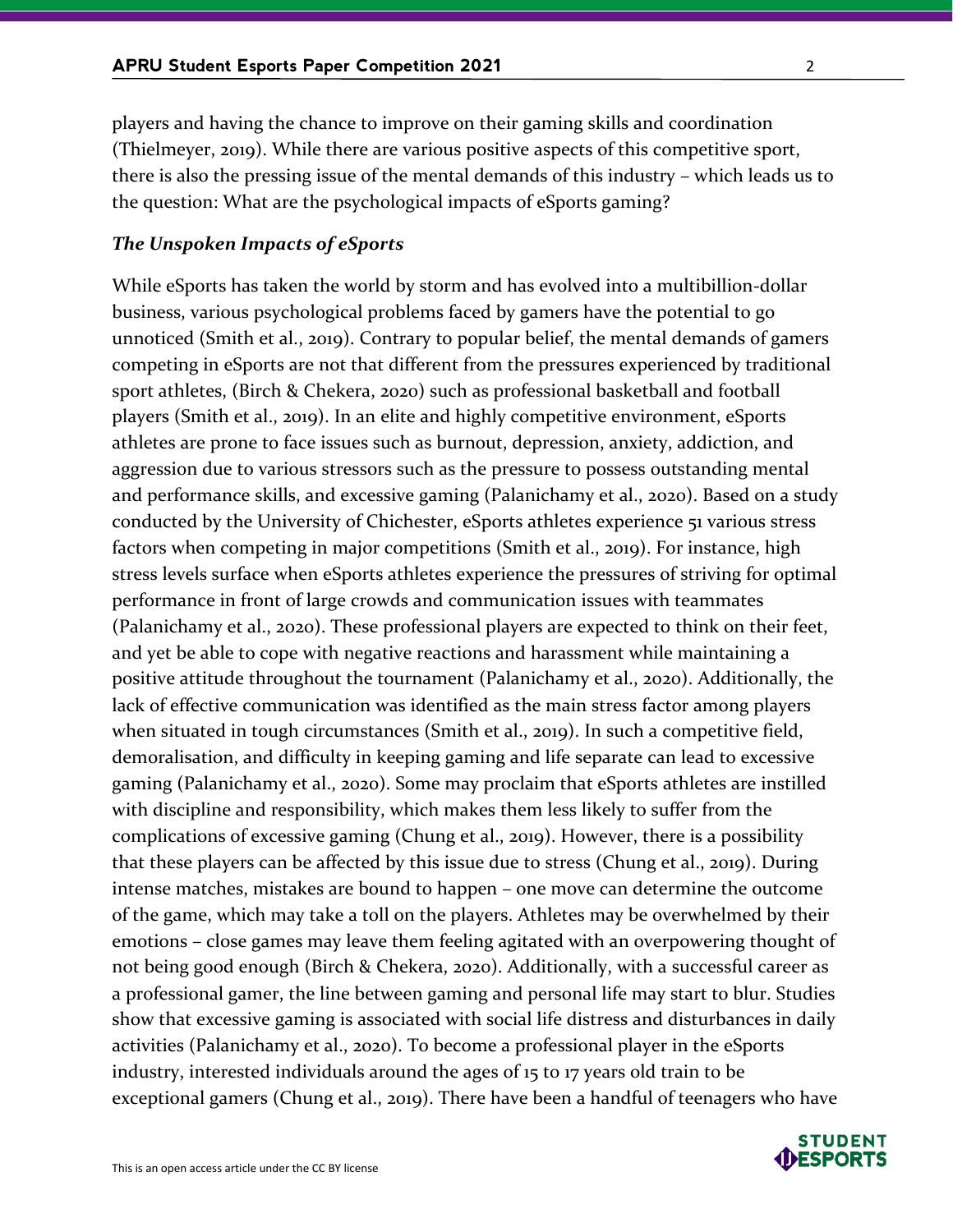players and having the chance to improve on their gaming skills and coordination (Thielmeyer, 2019). While there are various positive aspects of this competitive sport, there is also the pressing issue of the mental demands of this industry – which leads us to the question: What are the psychological impacts of eSports gaming?

### *The Unspoken Impacts of eSports*

While eSports has taken the world by storm and has evolved into a multibillion-dollar business, various psychological problems faced by gamers have the potential to go unnoticed (Smith et al., 2019). Contrary to popular belief, the mental demands of gamers competing in eSports are not that different from the pressures experienced by traditional sport athletes, (Birch & Chekera, 2020) such as professional basketball and football players (Smith et al., 2019). In an elite and highly competitive environment, eSports athletes are prone to face issues such as burnout, depression, anxiety, addiction, and aggression due to various stressors such as the pressure to possess outstanding mental and performance skills, and excessive gaming (Palanichamy et al., 2020). Based on a study conducted by the University of Chichester, eSports athletes experience 51 various stress factors when competing in major competitions (Smith et al., 2019). For instance, high stress levels surface when eSports athletes experience the pressures of striving for optimal performance in front of large crowds and communication issues with teammates (Palanichamy et al., 2020). These professional players are expected to think on their feet, and yet be able to cope with negative reactions and harassment while maintaining a positive attitude throughout the tournament (Palanichamy et al., 2020). Additionally, the lack of effective communication was identified as the main stress factor among players when situated in tough circumstances (Smith et al., 2019). In such a competitive field, demoralisation, and difficulty in keeping gaming and life separate can lead to excessive gaming (Palanichamy et al., 2020). Some may proclaim that eSports athletes are instilled with discipline and responsibility, which makes them less likely to suffer from the complications of excessive gaming (Chung et al., 2019). However, there is a possibility that these players can be affected by this issue due to stress (Chung et al., 2019). During intense matches, mistakes are bound to happen – one move can determine the outcome of the game, which may take a toll on the players. Athletes may be overwhelmed by their emotions – close games may leave them feeling agitated with an overpowering thought of not being good enough (Birch & Chekera, 2020). Additionally, with a successful career as a professional gamer, the line between gaming and personal life may start to blur. Studies show that excessive gaming is associated with social life distress and disturbances in daily activities (Palanichamy et al., 2020). To become a professional player in the eSports industry, interested individuals around the ages of 15 to 17 years old train to be exceptional gamers (Chung et al., 2019). There have been a handful of teenagers who have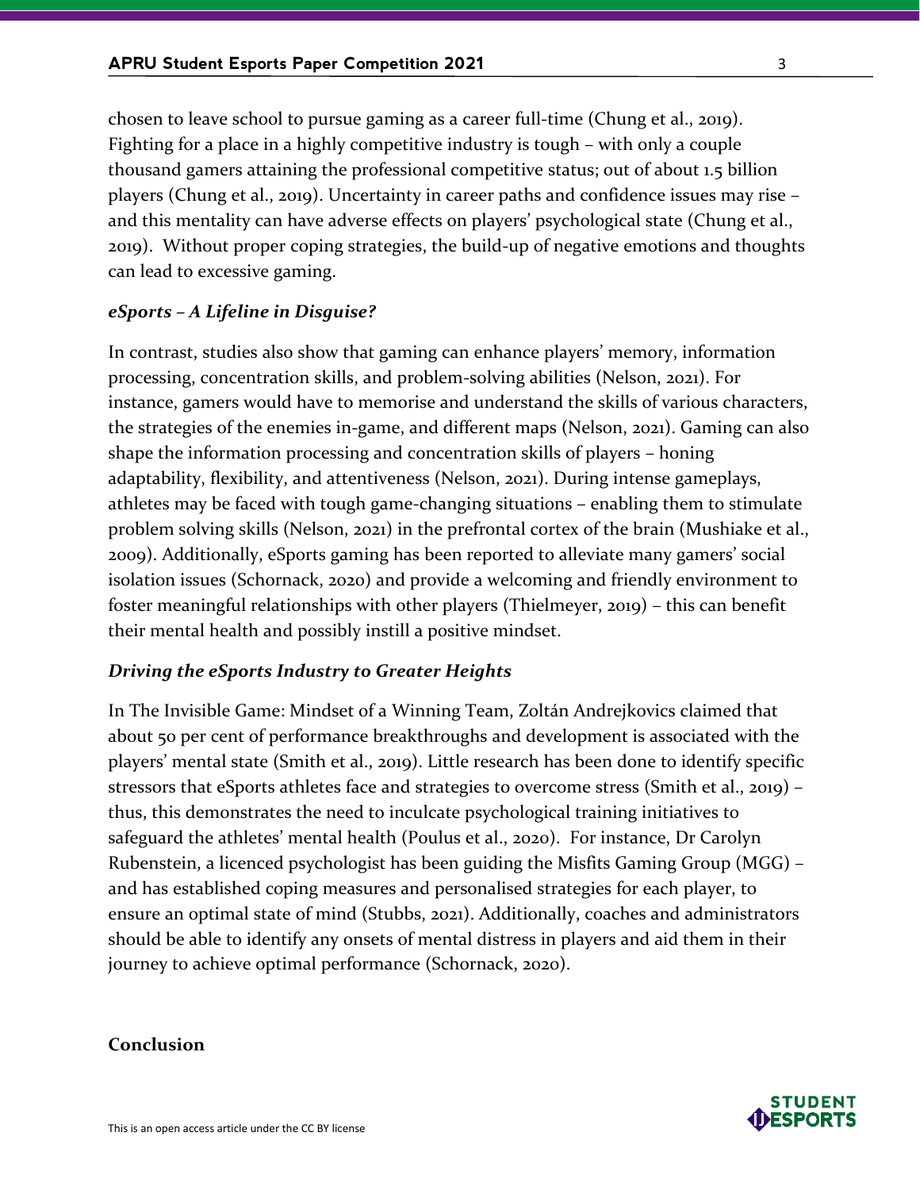chosen to leave school to pursue gaming as a career full-time (Chung et al., 2019). Fighting for a place in a highly competitive industry is tough – with only a couple thousand gamers attaining the professional competitive status; out of about 1.5 billion players (Chung et al., 2019). Uncertainty in career paths and confidence issues may rise – and this mentality can have adverse effects on players' psychological state (Chung et al., 2019). Without proper coping strategies, the build-up of negative emotions and thoughts can lead to excessive gaming.

### *eSports – A Lifeline in Disguise?*

In contrast, studies also show that gaming can enhance players' memory, information processing, concentration skills, and problem-solving abilities (Nelson, 2021). For instance, gamers would have to memorise and understand the skills of various characters, the strategies of the enemies in-game, and different maps (Nelson, 2021). Gaming can also shape the information processing and concentration skills of players – honing adaptability, flexibility, and attentiveness (Nelson, 2021). During intense gameplays, athletes may be faced with tough game-changing situations – enabling them to stimulate problem solving skills (Nelson, 2021) in the prefrontal cortex of the brain (Mushiake et al., 2009). Additionally, eSports gaming has been reported to alleviate many gamers' social isolation issues (Schornack, 2020) and provide a welcoming and friendly environment to foster meaningful relationships with other players (Thielmeyer, 2019) – this can benefit their mental health and possibly instill a positive mindset.

### *Driving the eSports Industry to Greater Heights*

In The Invisible Game: Mindset of a Winning Team, Zoltán Andrejkovics claimed that about 50 per cent of performance breakthroughs and development is associated with the players' mental state (Smith et al., 2019). Little research has been done to identify specific stressors that eSports athletes face and strategies to overcome stress (Smith et al., 2019) – thus, this demonstrates the need to inculcate psychological training initiatives to safeguard the athletes' mental health (Poulus et al., 2020). For instance, Dr Carolyn Rubenstein, a licenced psychologist has been guiding the Misfits Gaming Group (MGG) – and has established coping measures and personalised strategies for each player, to ensure an optimal state of mind (Stubbs, 2021). Additionally, coaches and administrators should be able to identify any onsets of mental distress in players and aid them in their journey to achieve optimal performance (Schornack, 2020).

## Conclusion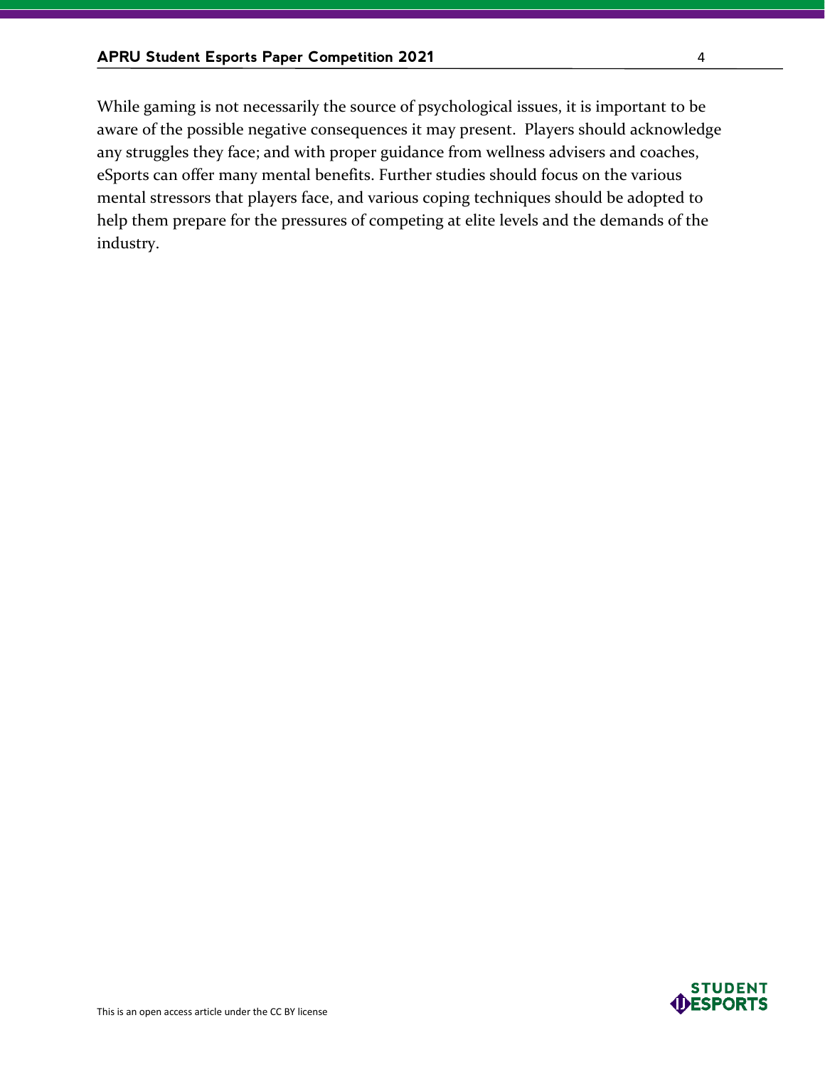While gaming is not necessarily the source of psychological issues, it is important to be aware of the possible negative consequences it may present. Players should acknowledge any struggles they face; and with proper guidance from wellness advisers and coaches, eSports can offer many mental benefits. Further studies should focus on the various mental stressors that players face, and various coping techniques should be adopted to help them prepare for the pressures of competing at elite levels and the demands of the industry.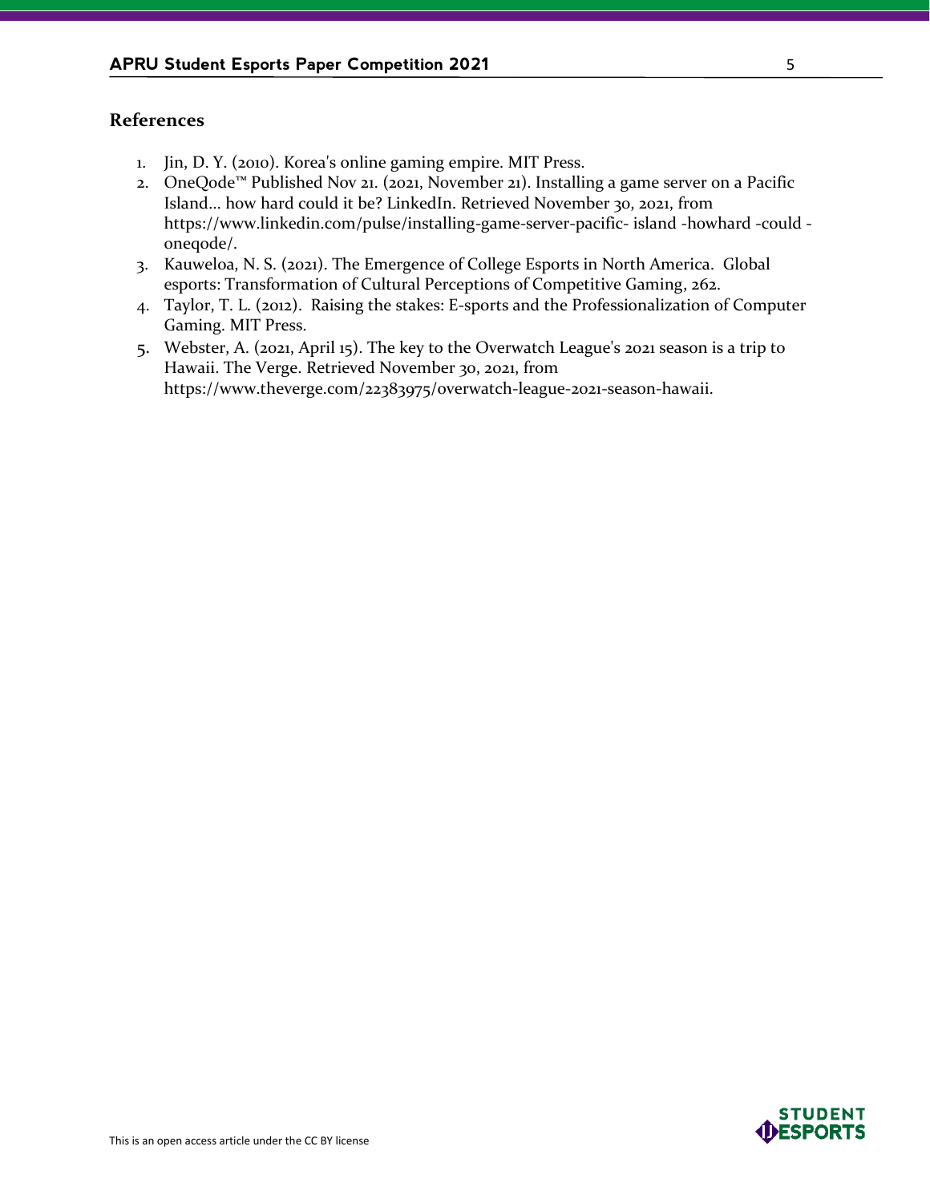## References

1. Jin, D. Y. (2010). Korea's online gaming empire. MIT Press.
2. OneQode™ Published Nov 21. (2021, November 21). Installing a game server on a Pacific Island… how hard could it be? LinkedIn. Retrieved November 30, 2021, from https://www.linkedin.com/pulse/installing-game-server-pacific- island -howhard -could -oneqode/.
3. Kauweloa, N. S. (2021). The Emergence of College Esports in North America. Global esports: Transformation of Cultural Perceptions of Competitive Gaming, 262.
4. Taylor, T. L. (2012). Raising the stakes: E-sports and the Professionalization of Computer Gaming. MIT Press.
5. Webster, A. (2021, April 15). The key to the Overwatch League's 2021 season is a trip to Hawaii. The Verge. Retrieved November 30, 2021, from https://www.theverge.com/22383975/overwatch-league-2021-season-hawaii.

This is an open access article under the CC BY license